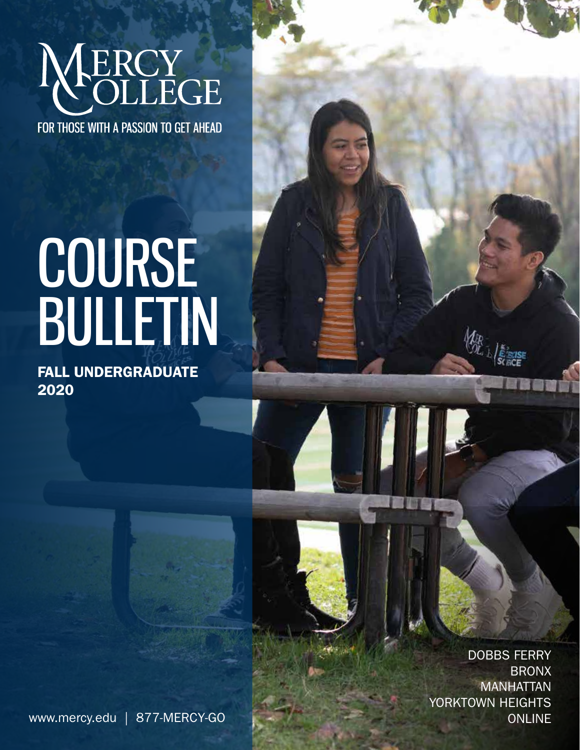# MERCY COLLEGE

FOR THOSE WITH A PASSION TO GET AHEAD

# COURSE BULLETIN

**FALL UNDERGRADUATE 2020**

DOBBS FERRY
BRONX
MANHATTAN
YORKTOWN HEIGHTS
ONLINE

www.mercy.edu | 877-MERCY-GO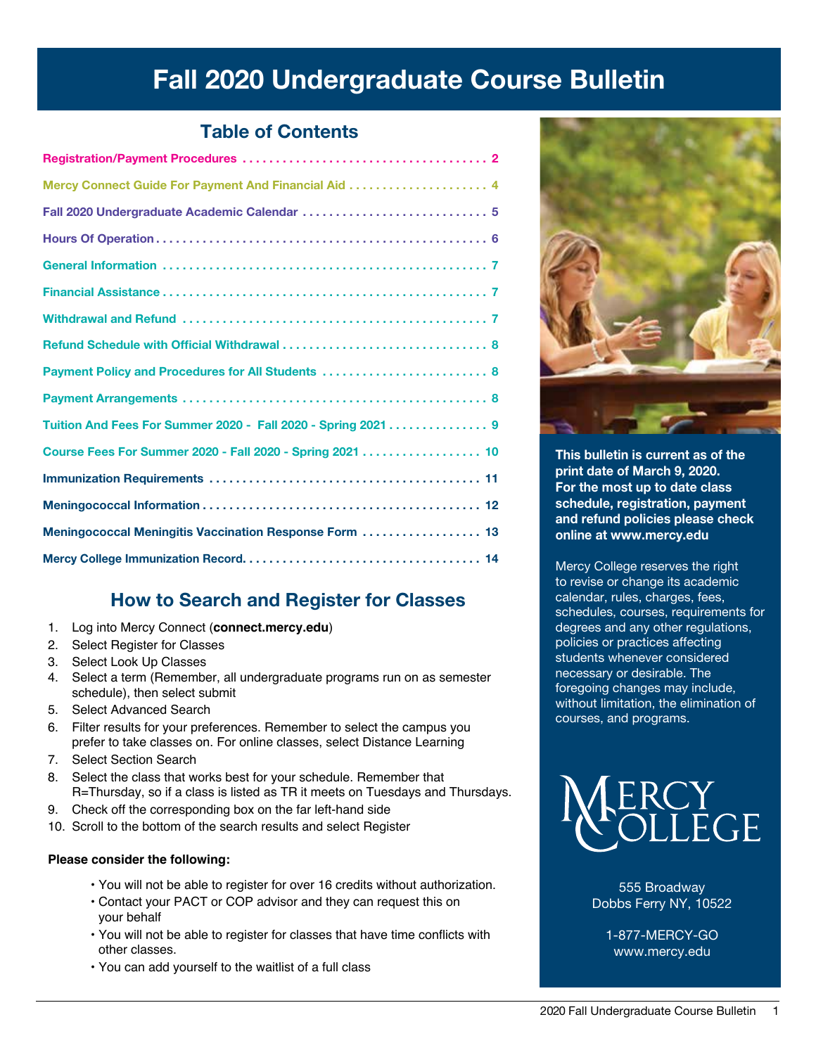# Fall 2020 Undergraduate Course Bulletin

## Table of Contents

| | |
|---|---|
| Registration/Payment Procedures | 2 |
| Mercy Connect Guide For Payment And Financial Aid | 4 |
| Fall 2020 Undergraduate Academic Calendar | 5 |
| Hours Of Operation | 6 |
| General Information | 7 |
| Financial Assistance | 7 |
| Withdrawal and Refund | 7 |
| Refund Schedule with Official Withdrawal | 8 |
| Payment Policy and Procedures for All Students | 8 |
| Payment Arrangements | 8 |
| Tuition And Fees For Summer 2020 - Fall 2020 - Spring 2021 | 9 |
| Course Fees For Summer 2020 - Fall 2020 - Spring 2021 | 10 |
| Immunization Requirements | 11 |
| Meningococcal Information | 12 |
| Meningococcal Meningitis Vaccination Response Form | 13 |
| Mercy College Immunization Record | 14 |

## How to Search and Register for Classes

1. Log into Mercy Connect (**connect.mercy.edu**)
2. Select Register for Classes
3. Select Look Up Classes
4. Select a term (Remember, all undergraduate programs run on as semester schedule), then select submit
5. Select Advanced Search
6. Filter results for your preferences. Remember to select the campus you prefer to take classes on. For online classes, select Distance Learning
7. Select Section Search
8. Select the class that works best for your schedule. Remember that R=Thursday, so if a class is listed as TR it meets on Tuesdays and Thursdays.
9. Check off the corresponding box on the far left-hand side
10. Scroll to the bottom of the search results and select Register

**Please consider the following:**

- You will not be able to register for over 16 credits without authorization.
- Contact your PACT or COP advisor and they can request this on your behalf
- You will not be able to register for classes that have time conflicts with other classes.
- You can add yourself to the waitlist of a full class

**This bulletin is current as of the print date of March 9, 2020. For the most up to date class schedule, registration, payment and refund policies please check online at www.mercy.edu**

Mercy College reserves the right to revise or change its academic calendar, rules, charges, fees, schedules, courses, requirements for degrees and any other regulations, policies or practices affecting students whenever considered necessary or desirable. The foregoing changes may include, without limitation, the elimination of courses, and programs.

MERCY COLLEGE

555 Broadway
Dobbs Ferry NY, 10522

1-877-MERCY-GO
www.mercy.edu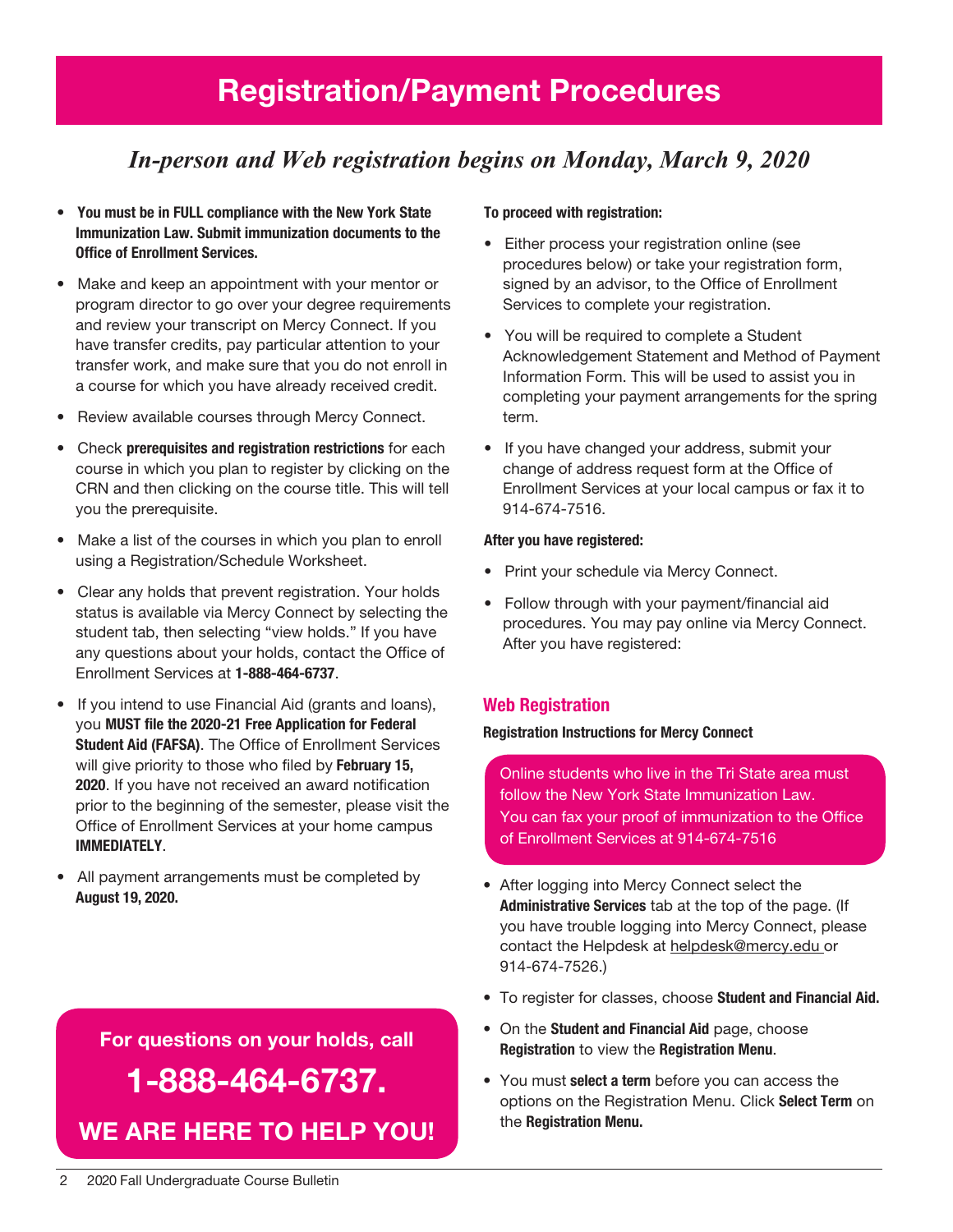# Registration/Payment Procedures

## *In-person and Web registration begins on Monday, March 9, 2020*

- **You must be in FULL compliance with the New York State Immunization Law. Submit immunization documents to the Office of Enrollment Services.**
- Make and keep an appointment with your mentor or program director to go over your degree requirements and review your transcript on Mercy Connect. If you have transfer credits, pay particular attention to your transfer work, and make sure that you do not enroll in a course for which you have already received credit.
- Review available courses through Mercy Connect.
- Check **prerequisites and registration restrictions** for each course in which you plan to register by clicking on the CRN and then clicking on the course title. This will tell you the prerequisite.
- Make a list of the courses in which you plan to enroll using a Registration/Schedule Worksheet.
- Clear any holds that prevent registration. Your holds status is available via Mercy Connect by selecting the student tab, then selecting "view holds." If you have any questions about your holds, contact the Office of Enrollment Services at **1-888-464-6737**.
- If you intend to use Financial Aid (grants and loans), you **MUST file the 2020-21 Free Application for Federal Student Aid (FAFSA)**. The Office of Enrollment Services will give priority to those who filed by **February 15, 2020**. If you have not received an award notification prior to the beginning of the semester, please visit the Office of Enrollment Services at your home campus **IMMEDIATELY**.
- All payment arrangements must be completed by **August 19, 2020.**

**For questions on your holds, call**

**1-888-464-6737.**

**WE ARE HERE TO HELP YOU!**

**To proceed with registration:**

- Either process your registration online (see procedures below) or take your registration form, signed by an advisor, to the Office of Enrollment Services to complete your registration.
- You will be required to complete a Student Acknowledgement Statement and Method of Payment Information Form. This will be used to assist you in completing your payment arrangements for the spring term.
- If you have changed your address, submit your change of address request form at the Office of Enrollment Services at your local campus or fax it to 914-674-7516.

**After you have registered:**

- Print your schedule via Mercy Connect.
- Follow through with your payment/financial aid procedures. You may pay online via Mercy Connect. After you have registered:

### Web Registration

**Registration Instructions for Mercy Connect**

Online students who live in the Tri State area must follow the New York State Immunization Law. You can fax your proof of immunization to the Office of Enrollment Services at 914-674-7516

- After logging into Mercy Connect select the **Administrative Services** tab at the top of the page. (If you have trouble logging into Mercy Connect, please contact the Helpdesk at helpdesk@mercy.edu or 914-674-7526.)
- To register for classes, choose **Student and Financial Aid.**
- On the **Student and Financial Aid** page, choose **Registration** to view the **Registration Menu**.
- You must **select a term** before you can access the options on the Registration Menu. Click **Select Term** on the **Registration Menu.**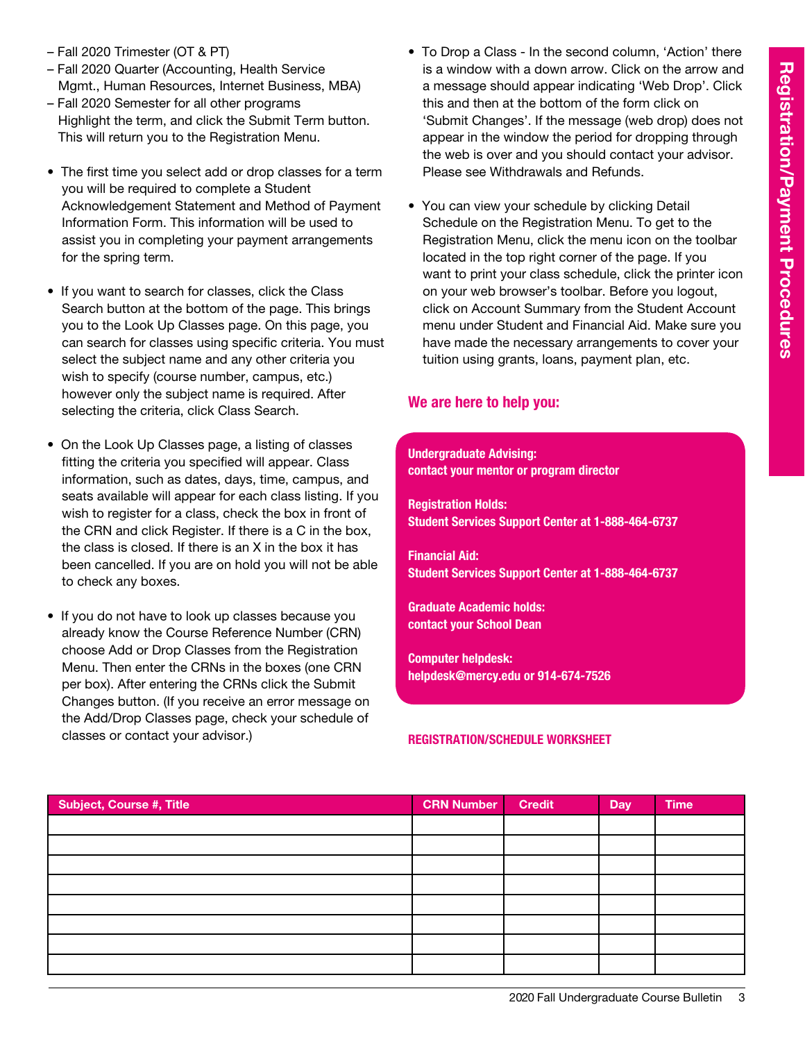– Fall 2020 Trimester (OT & PT)
– Fall 2020 Quarter (Accounting, Health Service Mgmt., Human Resources, Internet Business, MBA)
– Fall 2020 Semester for all other programs
Highlight the term, and click the Submit Term button. This will return you to the Registration Menu.

- The first time you select add or drop classes for a term you will be required to complete a Student Acknowledgement Statement and Method of Payment Information Form. This information will be used to assist you in completing your payment arrangements for the spring term.

- If you want to search for classes, click the Class Search button at the bottom of the page. This brings you to the Look Up Classes page. On this page, you can search for classes using specific criteria. You must select the subject name and any other criteria you wish to specify (course number, campus, etc.) however only the subject name is required. After selecting the criteria, click Class Search.

- On the Look Up Classes page, a listing of classes fitting the criteria you specified will appear. Class information, such as dates, days, time, campus, and seats available will appear for each class listing. If you wish to register for a class, check the box in front of the CRN and click Register. If there is a C in the box, the class is closed. If there is an X in the box it has been cancelled. If you are on hold you will not be able to check any boxes.

- If you do not have to look up classes because you already know the Course Reference Number (CRN) choose Add or Drop Classes from the Registration Menu. Then enter the CRNs in the boxes (one CRN per box). After entering the CRNs click the Submit Changes button. (If you receive an error message on the Add/Drop Classes page, check your schedule of classes or contact your advisor.)

- To Drop a Class - In the second column, 'Action' there is a window with a down arrow. Click on the arrow and a message should appear indicating 'Web Drop'. Click this and then at the bottom of the form click on 'Submit Changes'. If the message (web drop) does not appear in the window the period for dropping through the web is over and you should contact your advisor. Please see Withdrawals and Refunds.

- You can view your schedule by clicking Detail Schedule on the Registration Menu. To get to the Registration Menu, click the menu icon on the toolbar located in the top right corner of the page. If you want to print your class schedule, click the printer icon on your web browser's toolbar. Before you logout, click on Account Summary from the Student Account menu under Student and Financial Aid. Make sure you have made the necessary arrangements to cover your tuition using grants, loans, payment plan, etc.

## We are here to help you:

**Undergraduate Advising:**
**contact your mentor or program director**

**Registration Holds:**
**Student Services Support Center at 1-888-464-6737**

**Financial Aid:**
**Student Services Support Center at 1-888-464-6737**

**Graduate Academic holds:**
**contact your School Dean**

**Computer helpdesk:**
**helpdesk@mercy.edu or 914-674-7526**

### REGISTRATION/SCHEDULE WORKSHEET

| Subject, Course #, Title | CRN Number | Credit | Day | Time |
|---|---|---|---|---|
| | | | | |
| | | | | |
| | | | | |
| | | | | |
| | | | | |
| | | | | |
| | | | | |
| | | | | |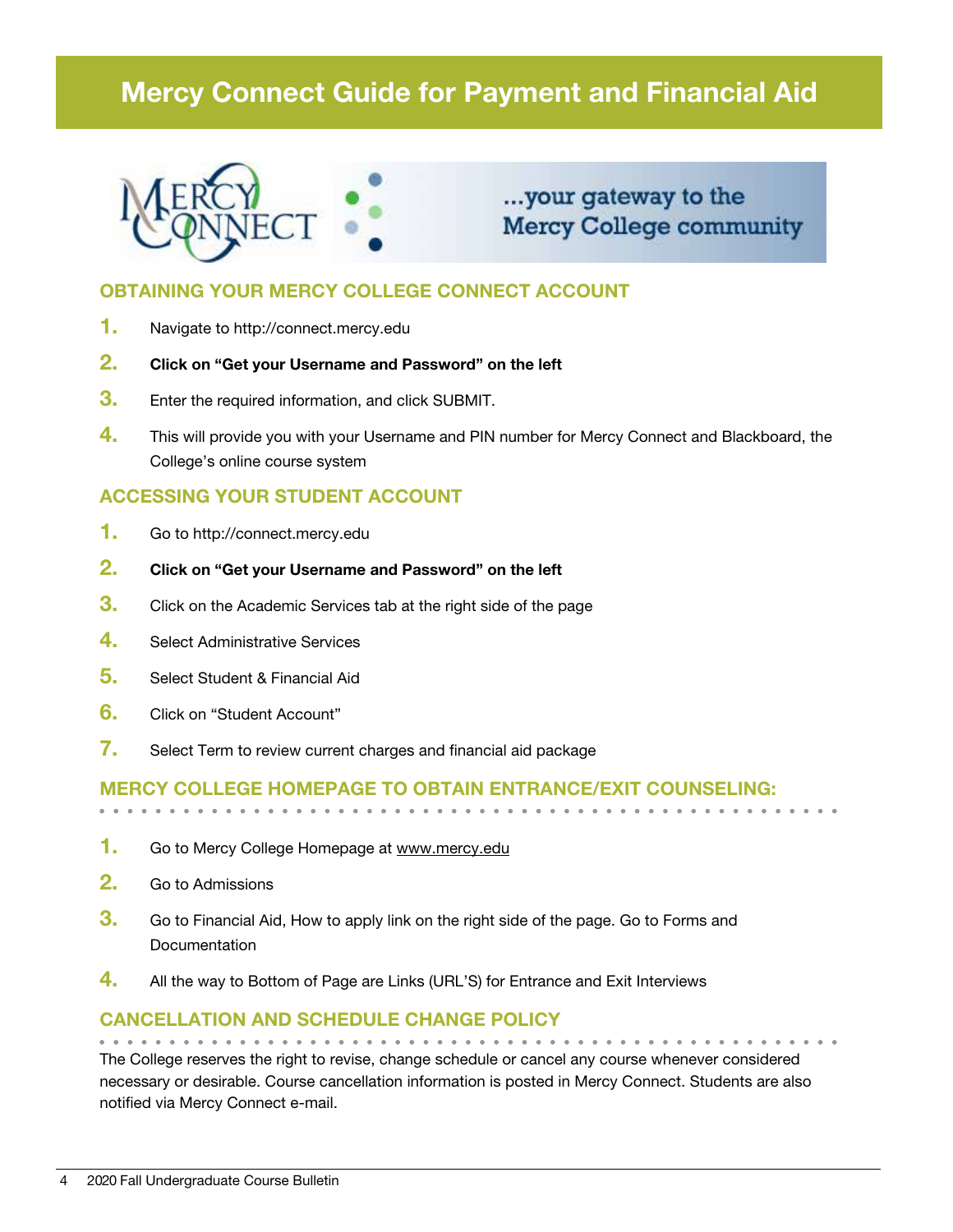# Mercy Connect Guide for Payment and Financial Aid

...your gateway to the Mercy College community

## OBTAINING YOUR MERCY COLLEGE CONNECT ACCOUNT

1. Navigate to http://connect.mercy.edu
2. **Click on "Get your Username and Password" on the left**
3. Enter the required information, and click SUBMIT.
4. This will provide you with your Username and PIN number for Mercy Connect and Blackboard, the College's online course system

## ACCESSING YOUR STUDENT ACCOUNT

1. Go to http://connect.mercy.edu
2. **Click on "Get your Username and Password" on the left**
3. Click on the Academic Services tab at the right side of the page
4. Select Administrative Services
5. Select Student & Financial Aid
6. Click on "Student Account"
7. Select Term to review current charges and financial aid package

## MERCY COLLEGE HOMEPAGE TO OBTAIN ENTRANCE/EXIT COUNSELING:

1. Go to Mercy College Homepage at www.mercy.edu
2. Go to Admissions
3. Go to Financial Aid, How to apply link on the right side of the page. Go to Forms and Documentation
4. All the way to Bottom of Page are Links (URL'S) for Entrance and Exit Interviews

## CANCELLATION AND SCHEDULE CHANGE POLICY

The College reserves the right to revise, change schedule or cancel any course whenever considered necessary or desirable. Course cancellation information is posted in Mercy Connect. Students are also notified via Mercy Connect e-mail.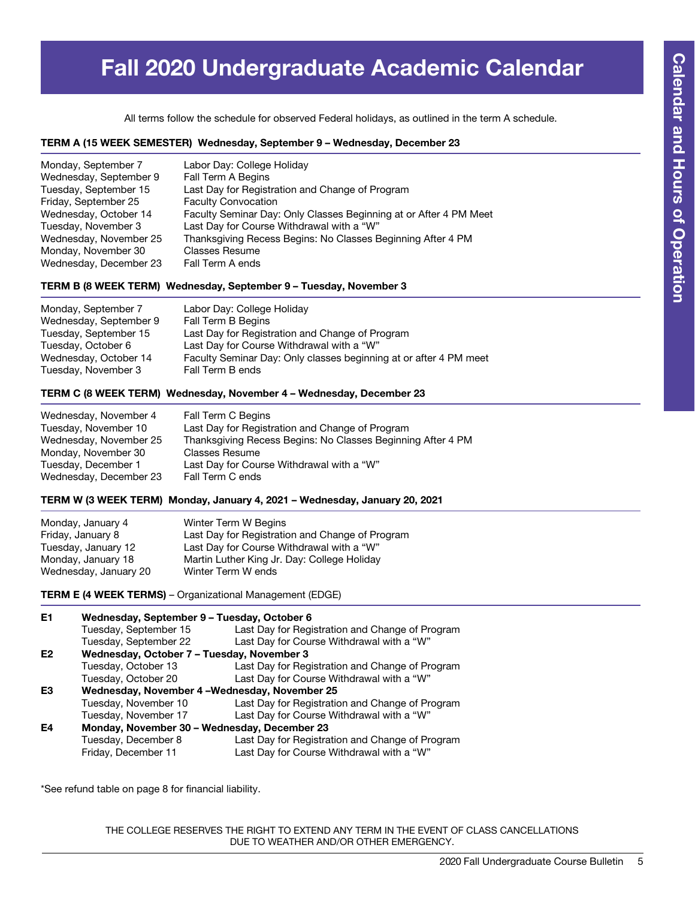# Fall 2020 Undergraduate Academic Calendar

All terms follow the schedule for observed Federal holidays, as outlined in the term A schedule.

**TERM A (15 WEEK SEMESTER) Wednesday, September 9 – Wednesday, December 23**

| | |
|---|---|
| Monday, September 7 | Labor Day: College Holiday |
| Wednesday, September 9 | Fall Term A Begins |
| Tuesday, September 15 | Last Day for Registration and Change of Program |
| Friday, September 25 | Faculty Convocation |
| Wednesday, October 14 | Faculty Seminar Day: Only Classes Beginning at or After 4 PM Meet |
| Tuesday, November 3 | Last Day for Course Withdrawal with a "W" |
| Wednesday, November 25 | Thanksgiving Recess Begins: No Classes Beginning After 4 PM |
| Monday, November 30 | Classes Resume |
| Wednesday, December 23 | Fall Term A ends |

**TERM B (8 WEEK TERM) Wednesday, September 9 – Tuesday, November 3**

| | |
|---|---|
| Monday, September 7 | Labor Day: College Holiday |
| Wednesday, September 9 | Fall Term B Begins |
| Tuesday, September 15 | Last Day for Registration and Change of Program |
| Tuesday, October 6 | Last Day for Course Withdrawal with a "W" |
| Wednesday, October 14 | Faculty Seminar Day: Only classes beginning at or after 4 PM meet |
| Tuesday, November 3 | Fall Term B ends |

**TERM C (8 WEEK TERM) Wednesday, November 4 – Wednesday, December 23**

| | |
|---|---|
| Wednesday, November 4 | Fall Term C Begins |
| Tuesday, November 10 | Last Day for Registration and Change of Program |
| Wednesday, November 25 | Thanksgiving Recess Begins: No Classes Beginning After 4 PM |
| Monday, November 30 | Classes Resume |
| Tuesday, December 1 | Last Day for Course Withdrawal with a "W" |
| Wednesday, December 23 | Fall Term C ends |

**TERM W (3 WEEK TERM) Monday, January 4, 2021 – Wednesday, January 20, 2021**

| | |
|---|---|
| Monday, January 4 | Winter Term W Begins |
| Friday, January 8 | Last Day for Registration and Change of Program |
| Tuesday, January 12 | Last Day for Course Withdrawal with a "W" |
| Monday, January 18 | Martin Luther King Jr. Day: College Holiday |
| Wednesday, January 20 | Winter Term W ends |

**TERM E (4 WEEK TERMS)** – Organizational Management (EDGE)

| | | |
|---|---|---|
| **E1** | **Wednesday, September 9 – Tuesday, October 6** | |
| | Tuesday, September 15 | Last Day for Registration and Change of Program |
| | Tuesday, September 22 | Last Day for Course Withdrawal with a "W" |
| **E2** | **Wednesday, October 7 – Tuesday, November 3** | |
| | Tuesday, October 13 | Last Day for Registration and Change of Program |
| | Tuesday, October 20 | Last Day for Course Withdrawal with a "W" |
| **E3** | **Wednesday, November 4 –Wednesday, November 25** | |
| | Tuesday, November 10 | Last Day for Registration and Change of Program |
| | Tuesday, November 17 | Last Day for Course Withdrawal with a "W" |
| **E4** | **Monday, November 30 – Wednesday, December 23** | |
| | Tuesday, December 8 | Last Day for Registration and Change of Program |
| | Friday, December 11 | Last Day for Course Withdrawal with a "W" |

*See refund table on page 8 for financial liability.

THE COLLEGE RESERVES THE RIGHT TO EXTEND ANY TERM IN THE EVENT OF CLASS CANCELLATIONS DUE TO WEATHER AND/OR OTHER EMERGENCY.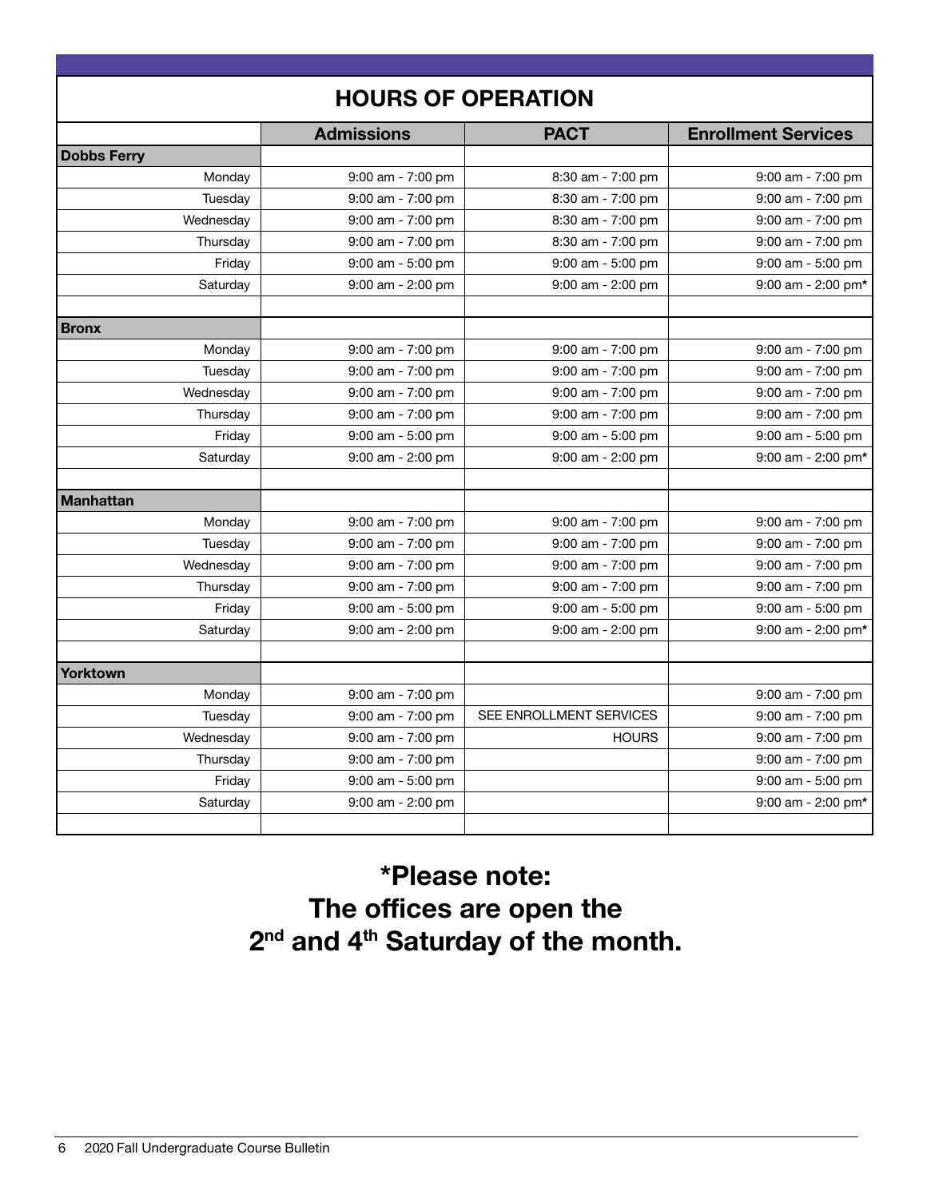## HOURS OF OPERATION

| | Admissions | PACT | Enrollment Services |
|---|---|---|---|
| **Dobbs Ferry** | | | |
| Monday | 9:00 am - 7:00 pm | 8:30 am - 7:00 pm | 9:00 am - 7:00 pm |
| Tuesday | 9:00 am - 7:00 pm | 8:30 am - 7:00 pm | 9:00 am - 7:00 pm |
| Wednesday | 9:00 am - 7:00 pm | 8:30 am - 7:00 pm | 9:00 am - 7:00 pm |
| Thursday | 9:00 am - 7:00 pm | 8:30 am - 7:00 pm | 9:00 am - 7:00 pm |
| Friday | 9:00 am - 5:00 pm | 9:00 am - 5:00 pm | 9:00 am - 5:00 pm |
| Saturday | 9:00 am - 2:00 pm | 9:00 am - 2:00 pm | 9:00 am - 2:00 pm* |
| | | | |
| **Bronx** | | | |
| Monday | 9:00 am - 7:00 pm | 9:00 am - 7:00 pm | 9:00 am - 7:00 pm |
| Tuesday | 9:00 am - 7:00 pm | 9:00 am - 7:00 pm | 9:00 am - 7:00 pm |
| Wednesday | 9:00 am - 7:00 pm | 9:00 am - 7:00 pm | 9:00 am - 7:00 pm |
| Thursday | 9:00 am - 7:00 pm | 9:00 am - 7:00 pm | 9:00 am - 7:00 pm |
| Friday | 9:00 am - 5:00 pm | 9:00 am - 5:00 pm | 9:00 am - 5:00 pm |
| Saturday | 9:00 am - 2:00 pm | 9:00 am - 2:00 pm | 9:00 am - 2:00 pm* |
| | | | |
| **Manhattan** | | | |
| Monday | 9:00 am - 7:00 pm | 9:00 am - 7:00 pm | 9:00 am - 7:00 pm |
| Tuesday | 9:00 am - 7:00 pm | 9:00 am - 7:00 pm | 9:00 am - 7:00 pm |
| Wednesday | 9:00 am - 7:00 pm | 9:00 am - 7:00 pm | 9:00 am - 7:00 pm |
| Thursday | 9:00 am - 7:00 pm | 9:00 am - 7:00 pm | 9:00 am - 7:00 pm |
| Friday | 9:00 am - 5:00 pm | 9:00 am - 5:00 pm | 9:00 am - 5:00 pm |
| Saturday | 9:00 am - 2:00 pm | 9:00 am - 2:00 pm | 9:00 am - 2:00 pm* |
| | | | |
| **Yorktown** | | | |
| Monday | 9:00 am - 7:00 pm | | 9:00 am - 7:00 pm |
| Tuesday | 9:00 am - 7:00 pm | SEE ENROLLMENT SERVICES | 9:00 am - 7:00 pm |
| Wednesday | 9:00 am - 7:00 pm | HOURS | 9:00 am - 7:00 pm |
| Thursday | 9:00 am - 7:00 pm | | 9:00 am - 7:00 pm |
| Friday | 9:00 am - 5:00 pm | | 9:00 am - 5:00 pm |
| Saturday | 9:00 am - 2:00 pm | | 9:00 am - 2:00 pm* |
| | | | |

**\*Please note:
The offices are open the
2nd and 4th Saturday of the month.**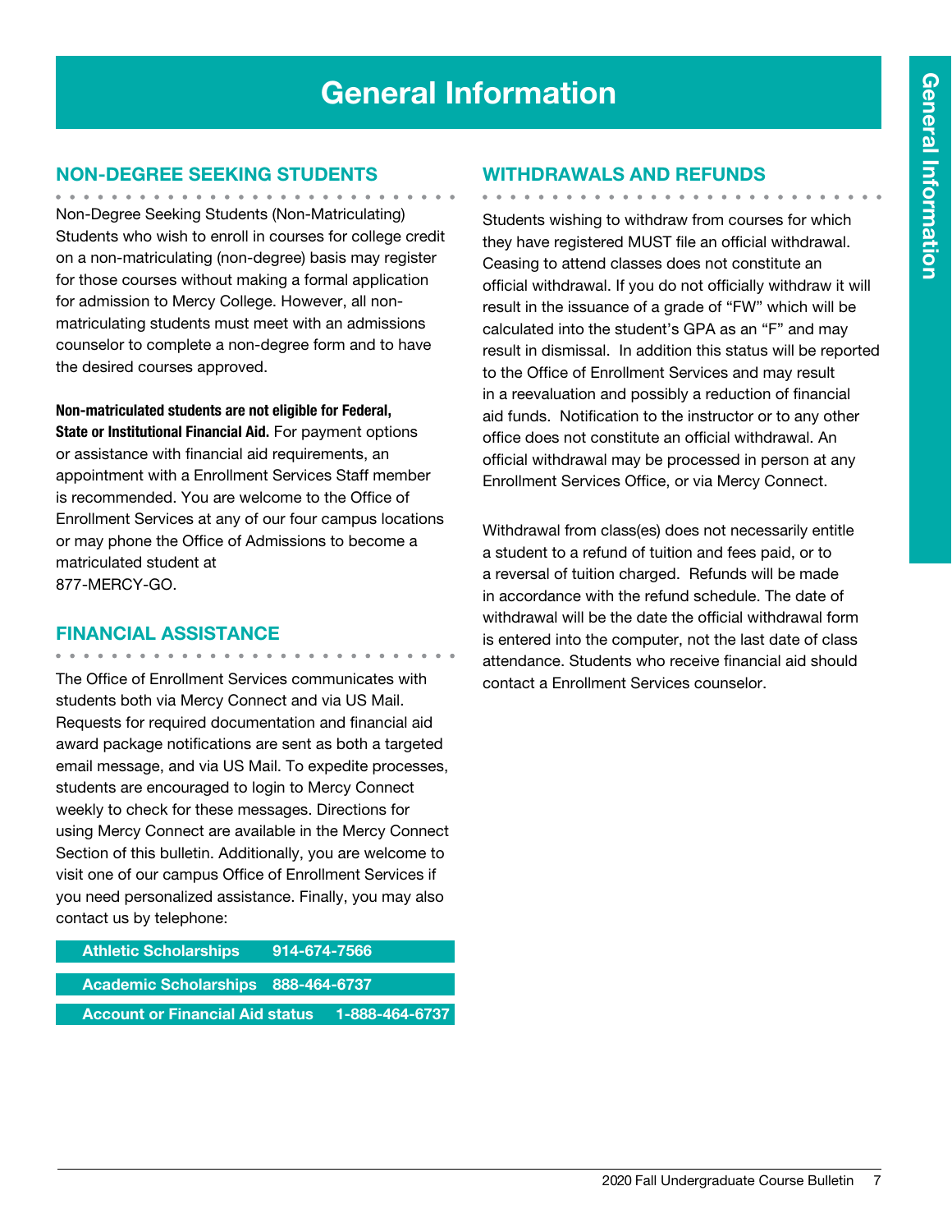# General Information

## NON-DEGREE SEEKING STUDENTS

Non-Degree Seeking Students (Non-Matriculating) Students who wish to enroll in courses for college credit on a non-matriculating (non-degree) basis may register for those courses without making a formal application for admission to Mercy College. However, all non-matriculating students must meet with an admissions counselor to complete a non-degree form and to have the desired courses approved.

**Non-matriculated students are not eligible for Federal, State or Institutional Financial Aid.** For payment options or assistance with financial aid requirements, an appointment with a Enrollment Services Staff member is recommended. You are welcome to the Office of Enrollment Services at any of our four campus locations or may phone the Office of Admissions to become a matriculated student at 877-MERCY-GO.

## FINANCIAL ASSISTANCE

The Office of Enrollment Services communicates with students both via Mercy Connect and via US Mail. Requests for required documentation and financial aid award package notifications are sent as both a targeted email message, and via US Mail. To expedite processes, students are encouraged to login to Mercy Connect weekly to check for these messages. Directions for using Mercy Connect are available in the Mercy Connect Section of this bulletin. Additionally, you are welcome to visit one of our campus Office of Enrollment Services if you need personalized assistance. Finally, you may also contact us by telephone:

| | |
|---|---|
| **Athletic Scholarships** | **914-674-7566** |
| **Academic Scholarships** | **888-464-6737** |
| **Account or Financial Aid status** | **1-888-464-6737** |

## WITHDRAWALS AND REFUNDS

Students wishing to withdraw from courses for which they have registered MUST file an official withdrawal. Ceasing to attend classes does not constitute an official withdrawal. If you do not officially withdraw it will result in the issuance of a grade of "FW" which will be calculated into the student's GPA as an "F" and may result in dismissal. In addition this status will be reported to the Office of Enrollment Services and may result in a reevaluation and possibly a reduction of financial aid funds. Notification to the instructor or to any other office does not constitute an official withdrawal. An official withdrawal may be processed in person at any Enrollment Services Office, or via Mercy Connect.

Withdrawal from class(es) does not necessarily entitle a student to a refund of tuition and fees paid, or to a reversal of tuition charged. Refunds will be made in accordance with the refund schedule. The date of withdrawal will be the date the official withdrawal form is entered into the computer, not the last date of class attendance. Students who receive financial aid should contact a Enrollment Services counselor.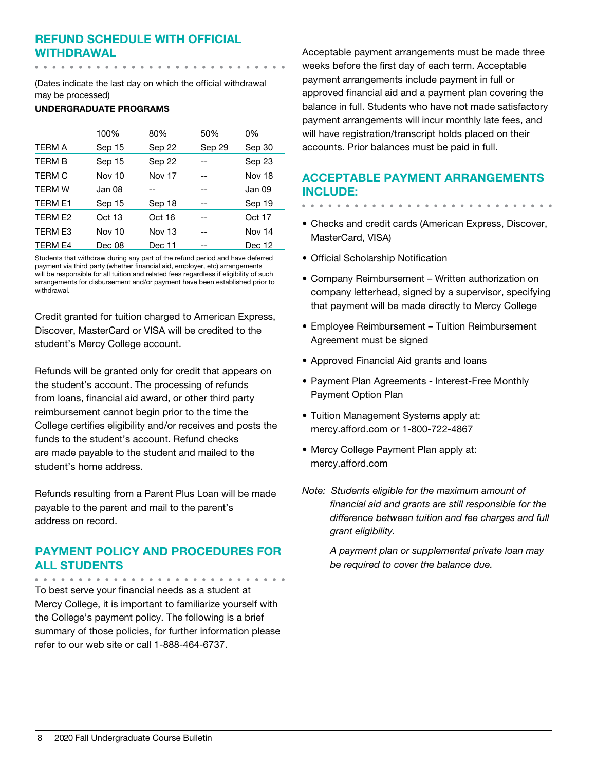## REFUND SCHEDULE WITH OFFICIAL WITHDRAWAL

(Dates indicate the last day on which the official withdrawal may be processed)

**UNDERGRADUATE PROGRAMS**

| | 100% | 80% | 50% | 0% |
|---|---|---|---|---|
| TERM A | Sep 15 | Sep 22 | Sep 29 | Sep 30 |
| TERM B | Sep 15 | Sep 22 | -- | Sep 23 |
| TERM C | Nov 10 | Nov 17 | -- | Nov 18 |
| TERM W | Jan 08 | -- | -- | Jan 09 |
| TERM E1 | Sep 15 | Sep 18 | -- | Sep 19 |
| TERM E2 | Oct 13 | Oct 16 | -- | Oct 17 |
| TERM E3 | Nov 10 | Nov 13 | -- | Nov 14 |
| TERM E4 | Dec 08 | Dec 11 | -- | Dec 12 |

Students that withdraw during any part of the refund period and have deferred payment via third party (whether financial aid, employer, etc) arrangements will be responsible for all tuition and related fees regardless if eligibility of such arrangements for disbursement and/or payment have been established prior to withdrawal.

Credit granted for tuition charged to American Express, Discover, MasterCard or VISA will be credited to the student's Mercy College account.

Refunds will be granted only for credit that appears on the student's account. The processing of refunds from loans, financial aid award, or other third party reimbursement cannot begin prior to the time the College certifies eligibility and/or receives and posts the funds to the student's account. Refund checks are made payable to the student and mailed to the student's home address.

Refunds resulting from a Parent Plus Loan will be made payable to the parent and mail to the parent's address on record.

## PAYMENT POLICY AND PROCEDURES FOR ALL STUDENTS

To best serve your financial needs as a student at Mercy College, it is important to familiarize yourself with the College's payment policy. The following is a brief summary of those policies, for further information please refer to our web site or call 1-888-464-6737.

Acceptable payment arrangements must be made three weeks before the first day of each term. Acceptable payment arrangements include payment in full or approved financial aid and a payment plan covering the balance in full. Students who have not made satisfactory payment arrangements will incur monthly late fees, and will have registration/transcript holds placed on their accounts. Prior balances must be paid in full.

## ACCEPTABLE PAYMENT ARRANGEMENTS INCLUDE:

- Checks and credit cards (American Express, Discover, MasterCard, VISA)
- Official Scholarship Notification
- Company Reimbursement – Written authorization on company letterhead, signed by a supervisor, specifying that payment will be made directly to Mercy College
- Employee Reimbursement – Tuition Reimbursement Agreement must be signed
- Approved Financial Aid grants and loans
- Payment Plan Agreements - Interest-Free Monthly Payment Option Plan
- Tuition Management Systems apply at: mercy.afford.com or 1-800-722-4867
- Mercy College Payment Plan apply at: mercy.afford.com

*Note: Students eligible for the maximum amount of financial aid and grants are still responsible for the difference between tuition and fee charges and full grant eligibility.*

*A payment plan or supplemental private loan may be required to cover the balance due.*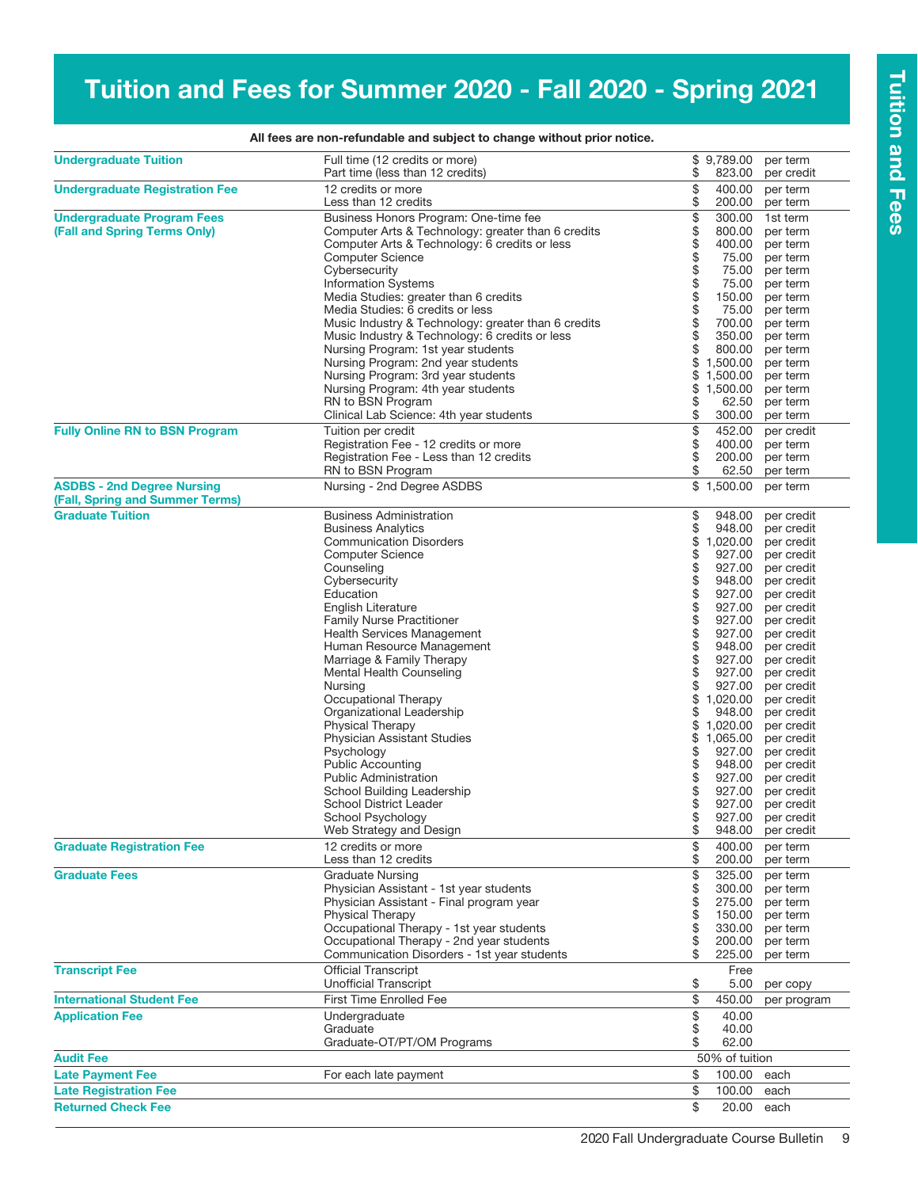# Tuition and Fees for Summer 2020 - Fall 2020 - Spring 2021

**All fees are non-refundable and subject to change without prior notice.**

| | | | |
|---|---|---|---|
| **Undergraduate Tuition** | Full time (12 credits or more) | $ 9,789.00 | per term |
| | Part time (less than 12 credits) | $ 823.00 | per credit |
| **Undergraduate Registration Fee** | 12 credits or more | $ 400.00 | per term |
| | Less than 12 credits | $ 200.00 | per term |
| **Undergraduate Program Fees (Fall and Spring Terms Only)** | Business Honors Program: One-time fee | $ 300.00 | 1st term |
| | Computer Arts & Technology: greater than 6 credits | $ 800.00 | per term |
| | Computer Arts & Technology: 6 credits or less | $ 400.00 | per term |
| | Computer Science | $ 75.00 | per term |
| | Cybersecurity | $ 75.00 | per term |
| | Information Systems | $ 75.00 | per term |
| | Media Studies: greater than 6 credits | $ 150.00 | per term |
| | Media Studies: 6 credits or less | $ 75.00 | per term |
| | Music Industry & Technology: greater than 6 credits | $ 700.00 | per term |
| | Music Industry & Technology: 6 credits or less | $ 350.00 | per term |
| | Nursing Program: 1st year students | $ 800.00 | per term |
| | Nursing Program: 2nd year students | $ 1,500.00 | per term |
| | Nursing Program: 3rd year students | $ 1,500.00 | per term |
| | Nursing Program: 4th year students | $ 1,500.00 | per term |
| | RN to BSN Program | $ 62.50 | per term |
| | Clinical Lab Science: 4th year students | $ 300.00 | per term |
| **Fully Online RN to BSN Program** | Tuition per credit | $ 452.00 | per credit |
| | Registration Fee - 12 credits or more | $ 400.00 | per term |
| | Registration Fee - Less than 12 credits | $ 200.00 | per term |
| | RN to BSN Program | $ 62.50 | per term |
| **ASDBS - 2nd Degree Nursing (Fall, Spring and Summer Terms)** | Nursing - 2nd Degree ASDBS | $ 1,500.00 | per term |
| **Graduate Tuition** | Business Administration | $ 948.00 | per credit |
| | Business Analytics | $ 948.00 | per credit |
| | Communication Disorders | $ 1,020.00 | per credit |
| | Computer Science | $ 927.00 | per credit |
| | Counseling | $ 927.00 | per credit |
| | Cybersecurity | $ 948.00 | per credit |
| | Education | $ 927.00 | per credit |
| | English Literature | $ 927.00 | per credit |
| | Family Nurse Practitioner | $ 927.00 | per credit |
| | Health Services Management | $ 927.00 | per credit |
| | Human Resource Management | $ 948.00 | per credit |
| | Marriage & Family Therapy | $ 927.00 | per credit |
| | Mental Health Counseling | $ 927.00 | per credit |
| | Nursing | $ 927.00 | per credit |
| | Occupational Therapy | $ 1,020.00 | per credit |
| | Organizational Leadership | $ 948.00 | per credit |
| | Physical Therapy | $ 1,020.00 | per credit |
| | Physician Assistant Studies | $ 1,065.00 | per credit |
| | Psychology | $ 927.00 | per credit |
| | Public Accounting | $ 948.00 | per credit |
| | Public Administration | $ 927.00 | per credit |
| | School Building Leadership | $ 927.00 | per credit |
| | School District Leader | $ 927.00 | per credit |
| | School Psychology | $ 927.00 | per credit |
| | Web Strategy and Design | $ 948.00 | per credit |
| **Graduate Registration Fee** | 12 credits or more | $ 400.00 | per term |
| | Less than 12 credits | $ 200.00 | per term |
| **Graduate Fees** | Graduate Nursing | $ 325.00 | per term |
| | Physician Assistant - 1st year students | $ 300.00 | per term |
| | Physician Assistant - Final program year | $ 275.00 | per term |
| | Physical Therapy | $ 150.00 | per term |
| | Occupational Therapy - 1st year students | $ 330.00 | per term |
| | Occupational Therapy - 2nd year students | $ 200.00 | per term |
| | Communication Disorders - 1st year students | $ 225.00 | per term |
| **Transcript Fee** | Official Transcript | Free | |
| | Unofficial Transcript | $ 5.00 | per copy |
| **International Student Fee** | First Time Enrolled Fee | $ 450.00 | per program |
| **Application Fee** | Undergraduate | $ 40.00 | |
| | Graduate | $ 40.00 | |
| | Graduate-OT/PT/OM Programs | $ 62.00 | |
| **Audit Fee** | | 50% of tuition | |
| **Late Payment Fee** | For each late payment | $ 100.00 | each |
| **Late Registration Fee** | | $ 100.00 | each |
| **Returned Check Fee** | | $ 20.00 | each |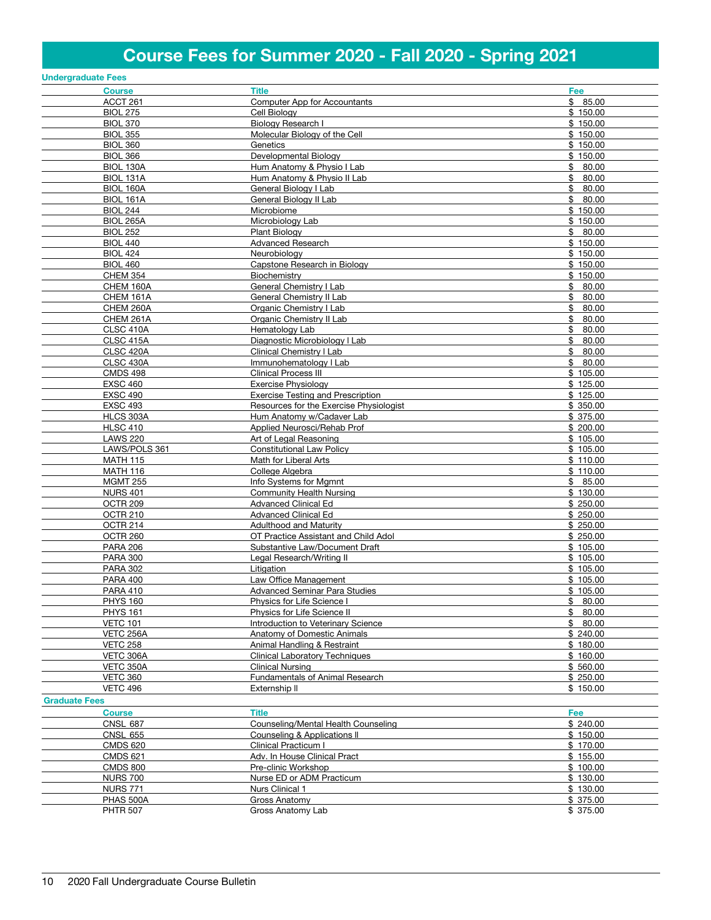# Course Fees for Summer 2020 - Fall 2020 - Spring 2021

## Undergraduate Fees

| Course | Title | Fee |
|---|---|---|
| ACCT 261 | Computer App for Accountants | $ 85.00 |
| BIOL 275 | Cell Biology | $ 150.00 |
| BIOL 370 | Biology Research I | $ 150.00 |
| BIOL 355 | Molecular Biology of the Cell | $ 150.00 |
| BIOL 360 | Genetics | $ 150.00 |
| BIOL 366 | Developmental Biology | $ 150.00 |
| BIOL 130A | Hum Anatomy & Physio I Lab | $ 80.00 |
| BIOL 131A | Hum Anatomy & Physio II Lab | $ 80.00 |
| BIOL 160A | General Biology I Lab | $ 80.00 |
| BIOL 161A | General Biology II Lab | $ 80.00 |
| BIOL 244 | Microbiome | $ 150.00 |
| BIOL 265A | Microbiology Lab | $ 150.00 |
| BIOL 252 | Plant Biology | $ 80.00 |
| BIOL 440 | Advanced Research | $ 150.00 |
| BIOL 424 | Neurobiology | $ 150.00 |
| BIOL 460 | Capstone Research in Biology | $ 150.00 |
| CHEM 354 | Biochemistry | $ 150.00 |
| CHEM 160A | General Chemistry I Lab | $ 80.00 |
| CHEM 161A | General Chemistry II Lab | $ 80.00 |
| CHEM 260A | Organic Chemistry I Lab | $ 80.00 |
| CHEM 261A | Organic Chemistry II Lab | $ 80.00 |
| CLSC 410A | Hematology Lab | $ 80.00 |
| CLSC 415A | Diagnostic Microbiology I Lab | $ 80.00 |
| CLSC 420A | Clinical Chemistry I Lab | $ 80.00 |
| CLSC 430A | Immunohematology I Lab | $ 80.00 |
| CMDS 498 | Clinical Process III | $ 105.00 |
| EXSC 460 | Exercise Physiology | $ 125.00 |
| EXSC 490 | Exercise Testing and Prescription | $ 125.00 |
| EXSC 493 | Resources for the Exercise Physiologist | $ 350.00 |
| HLCS 303A | Hum Anatomy w/Cadaver Lab | $ 375.00 |
| HLSC 410 | Applied Neurosci/Rehab Prof | $ 200.00 |
| LAWS 220 | Art of Legal Reasoning | $ 105.00 |
| LAWS/POLS 361 | Constitutional Law Policy | $ 105.00 |
| MATH 115 | Math for Liberal Arts | $ 110.00 |
| MATH 116 | College Algebra | $ 110.00 |
| MGMT 255 | Info Systems for Mgmnt | $ 85.00 |
| NURS 401 | Community Health Nursing | $ 130.00 |
| OCTR 209 | Advanced Clinical Ed | $ 250.00 |
| OCTR 210 | Advanced Clinical Ed | $ 250.00 |
| OCTR 214 | Adulthood and Maturity | $ 250.00 |
| OCTR 260 | OT Practice Assistant and Child Adol | $ 250.00 |
| PARA 206 | Substantive Law/Document Draft | $ 105.00 |
| PARA 300 | Legal Research/Writing II | $ 105.00 |
| PARA 302 | Litigation | $ 105.00 |
| PARA 400 | Law Office Management | $ 105.00 |
| PARA 410 | Advanced Seminar Para Studies | $ 105.00 |
| PHYS 160 | Physics for Life Science I | $ 80.00 |
| PHYS 161 | Physics for Life Science II | $ 80.00 |
| VETC 101 | Introduction to Veterinary Science | $ 80.00 |
| VETC 256A | Anatomy of Domestic Animals | $ 240.00 |
| VETC 258 | Animal Handling & Restraint | $ 180.00 |
| VETC 306A | Clinical Laboratory Techniques | $ 160.00 |
| VETC 350A | Clinical Nursing | $ 560.00 |
| VETC 360 | Fundamentals of Animal Research | $ 250.00 |
| VETC 496 | Externship II | $ 150.00 |

## Graduate Fees

| Course | Title | Fee |
|---|---|---|
| CNSL 687 | Counseling/Mental Health Counseling | $ 240.00 |
| CNSL 655 | Counseling & Applications II | $ 150.00 |
| CMDS 620 | Clinical Practicum I | $ 170.00 |
| CMDS 621 | Adv. In House Clinical Pract | $ 155.00 |
| CMDS 800 | Pre-clinic Workshop | $ 100.00 |
| NURS 700 | Nurse ED or ADM Practicum | $ 130.00 |
| NURS 771 | Nurs Clinical 1 | $ 130.00 |
| PHAS 500A | Gross Anatomy | $ 375.00 |
| PHTR 507 | Gross Anatomy Lab | $ 375.00 |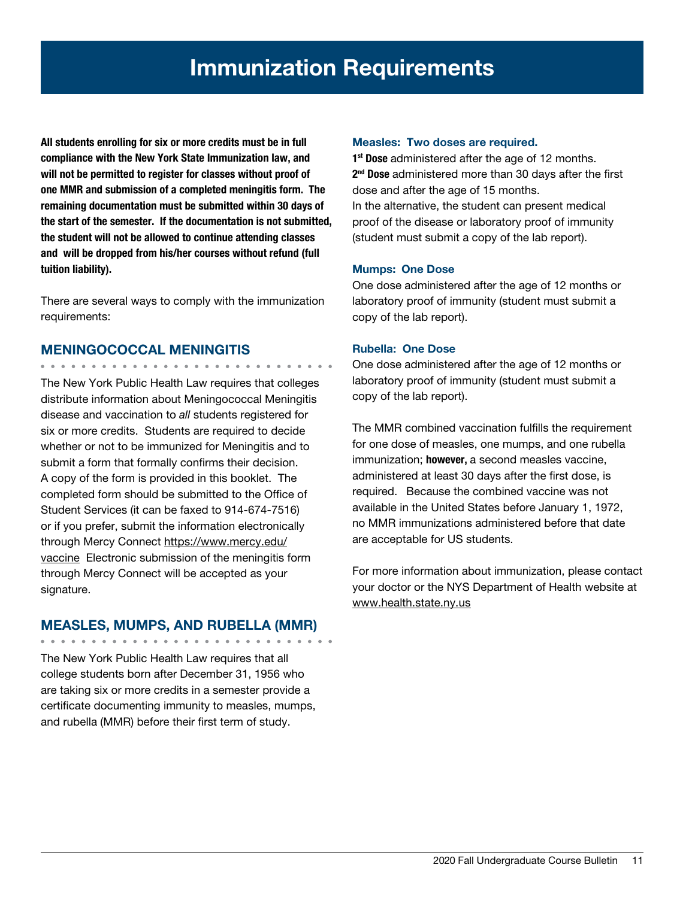# Immunization Requirements

**All students enrolling for six or more credits must be in full compliance with the New York State Immunization law, and will not be permitted to register for classes without proof of one MMR and submission of a completed meningitis form. The remaining documentation must be submitted within 30 days of the start of the semester. If the documentation is not submitted, the student will not be allowed to continue attending classes and will be dropped from his/her courses without refund (full tuition liability).**

There are several ways to comply with the immunization requirements:

## MENINGOCOCCAL MENINGITIS

The New York Public Health Law requires that colleges distribute information about Meningococcal Meningitis disease and vaccination to *all* students registered for six or more credits. Students are required to decide whether or not to be immunized for Meningitis and to submit a form that formally confirms their decision. A copy of the form is provided in this booklet. The completed form should be submitted to the Office of Student Services (it can be faxed to 914-674-7516) or if you prefer, submit the information electronically through Mercy Connect https://www.mercy.edu/vaccine Electronic submission of the meningitis form through Mercy Connect will be accepted as your signature.

## MEASLES, MUMPS, AND RUBELLA (MMR)

The New York Public Health Law requires that all college students born after December 31, 1956 who are taking six or more credits in a semester provide a certificate documenting immunity to measles, mumps, and rubella (MMR) before their first term of study.

### Measles: Two doses are required.

**1st Dose** administered after the age of 12 months.
**2nd Dose** administered more than 30 days after the first dose and after the age of 15 months.
In the alternative, the student can present medical proof of the disease or laboratory proof of immunity (student must submit a copy of the lab report).

### Mumps: One Dose

One dose administered after the age of 12 months or laboratory proof of immunity (student must submit a copy of the lab report).

### Rubella: One Dose

One dose administered after the age of 12 months or laboratory proof of immunity (student must submit a copy of the lab report).

The MMR combined vaccination fulfills the requirement for one dose of measles, one mumps, and one rubella immunization; **however,** a second measles vaccine, administered at least 30 days after the first dose, is required. Because the combined vaccine was not available in the United States before January 1, 1972, no MMR immunizations administered before that date are acceptable for US students.

For more information about immunization, please contact your doctor or the NYS Department of Health website at www.health.state.ny.us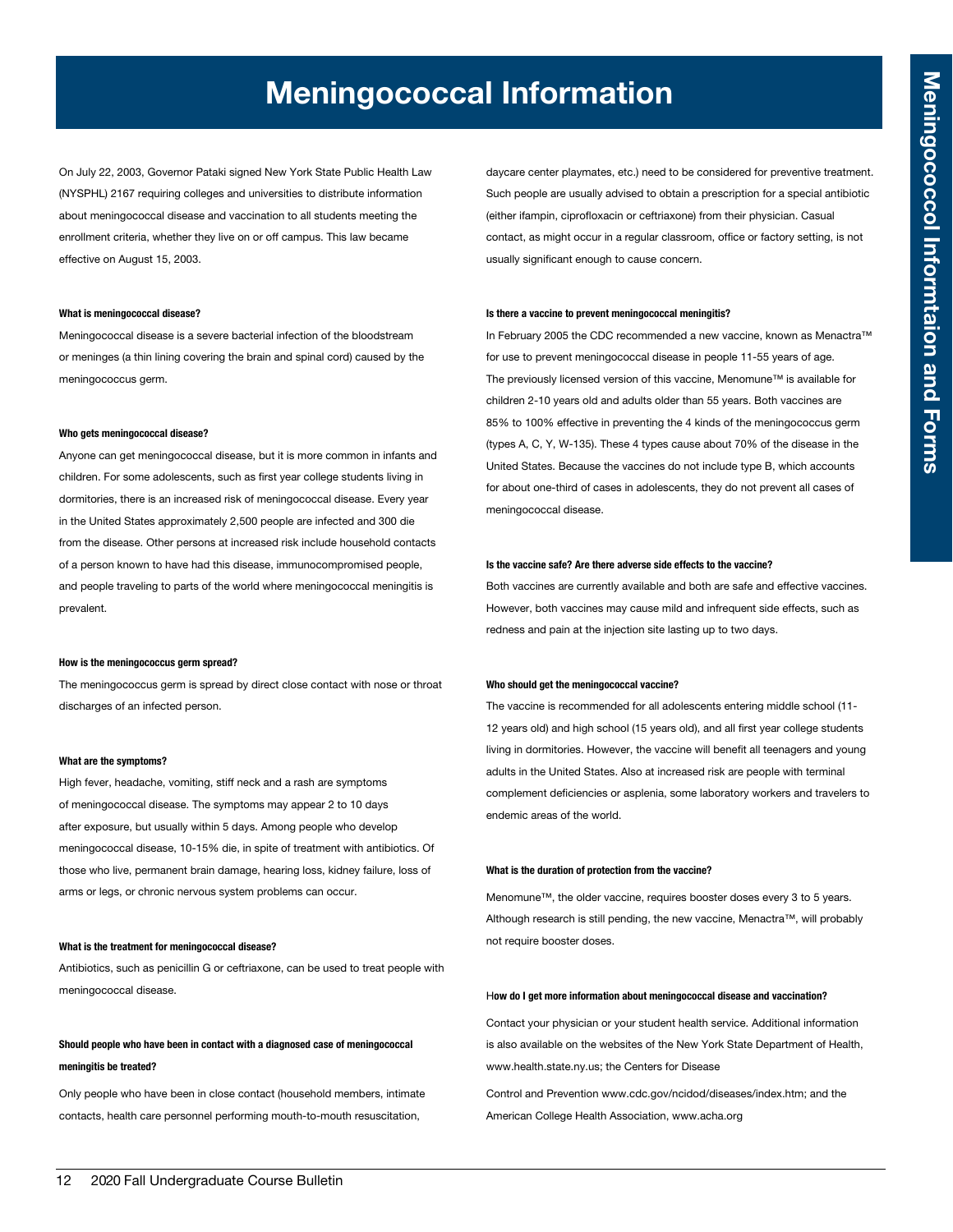# Meningococcal Information

On July 22, 2003, Governor Pataki signed New York State Public Health Law (NYSPHL) 2167 requiring colleges and universities to distribute information about meningococcal disease and vaccination to all students meeting the enrollment criteria, whether they live on or off campus. This law became effective on August 15, 2003.

**What is meningococcal disease?**

Meningococcal disease is a severe bacterial infection of the bloodstream or meninges (a thin lining covering the brain and spinal cord) caused by the meningococcus germ.

**Who gets meningococcal disease?**

Anyone can get meningococcal disease, but it is more common in infants and children. For some adolescents, such as first year college students living in dormitories, there is an increased risk of meningococcal disease. Every year in the United States approximately 2,500 people are infected and 300 die from the disease. Other persons at increased risk include household contacts of a person known to have had this disease, immunocompromised people, and people traveling to parts of the world where meningococcal meningitis is prevalent.

**How is the meningococcus germ spread?**

The meningococcus germ is spread by direct close contact with nose or throat discharges of an infected person.

**What are the symptoms?**

High fever, headache, vomiting, stiff neck and a rash are symptoms of meningococcal disease. The symptoms may appear 2 to 10 days after exposure, but usually within 5 days. Among people who develop meningococcal disease, 10-15% die, in spite of treatment with antibiotics. Of those who live, permanent brain damage, hearing loss, kidney failure, loss of arms or legs, or chronic nervous system problems can occur.

**What is the treatment for meningococcal disease?**

Antibiotics, such as penicillin G or ceftriaxone, can be used to treat people with meningococcal disease.

**Should people who have been in contact with a diagnosed case of meningococcal meningitis be treated?**

Only people who have been in close contact (household members, intimate contacts, health care personnel performing mouth-to-mouth resuscitation, daycare center playmates, etc.) need to be considered for preventive treatment. Such people are usually advised to obtain a prescription for a special antibiotic (either ifampin, ciprofloxacin or ceftriaxone) from their physician. Casual contact, as might occur in a regular classroom, office or factory setting, is not usually significant enough to cause concern.

**Is there a vaccine to prevent meningococcal meningitis?**

In February 2005 the CDC recommended a new vaccine, known as Menactra™ for use to prevent meningococcal disease in people 11-55 years of age. The previously licensed version of this vaccine, Menomune™ is available for children 2-10 years old and adults older than 55 years. Both vaccines are 85% to 100% effective in preventing the 4 kinds of the meningococcus germ (types A, C, Y, W-135). These 4 types cause about 70% of the disease in the United States. Because the vaccines do not include type B, which accounts for about one-third of cases in adolescents, they do not prevent all cases of meningococcal disease.

**Is the vaccine safe? Are there adverse side effects to the vaccine?**

Both vaccines are currently available and both are safe and effective vaccines. However, both vaccines may cause mild and infrequent side effects, such as redness and pain at the injection site lasting up to two days.

**Who should get the meningococcal vaccine?**

The vaccine is recommended for all adolescents entering middle school (11-12 years old) and high school (15 years old), and all first year college students living in dormitories. However, the vaccine will benefit all teenagers and young adults in the United States. Also at increased risk are people with terminal complement deficiencies or asplenia, some laboratory workers and travelers to endemic areas of the world.

**What is the duration of protection from the vaccine?**

Menomune™, the older vaccine, requires booster doses every 3 to 5 years. Although research is still pending, the new vaccine, Menactra™, will probably not require booster doses.

**How do I get more information about meningococcal disease and vaccination?**

Contact your physician or your student health service. Additional information is also available on the websites of the New York State Department of Health, www.health.state.ny.us; the Centers for Disease

Control and Prevention www.cdc.gov/ncidod/diseases/index.htm; and the American College Health Association, www.acha.org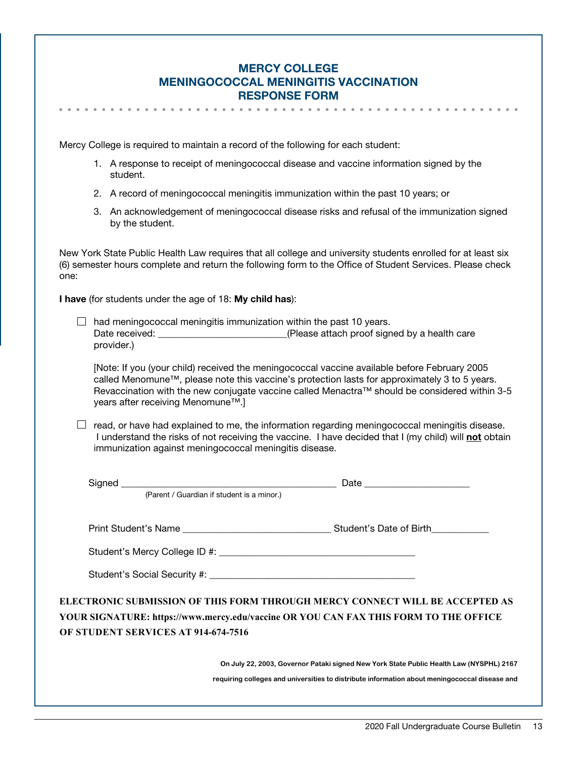# MERCY COLLEGE
# MENINGOCOCCAL MENINGITIS VACCINATION
# RESPONSE FORM

Mercy College is required to maintain a record of the following for each student:

1. A response to receipt of meningococcal disease and vaccine information signed by the student.
2. A record of meningococcal meningitis immunization within the past 10 years; or
3. An acknowledgement of meningococcal disease risks and refusal of the immunization signed by the student.

New York State Public Health Law requires that all college and university students enrolled for at least six (6) semester hours complete and return the following form to the Office of Student Services. Please check one:

**I have** (for students under the age of 18: **My child has**):

☐ had meningococcal meningitis immunization within the past 10 years.
Date received: _________________________(Please attach proof signed by a health care provider.)

[Note: If you (your child) received the meningococcal vaccine available before February 2005 called Menomune™, please note this vaccine's protection lasts for approximately 3 to 5 years. Revaccination with the new conjugate vaccine called Menactra™ should be considered within 3-5 years after receiving Menomune™.]

☐ read, or have had explained to me, the information regarding meningococcal meningitis disease. I understand the risks of not receiving the vaccine. I have decided that I (my child) will **not** obtain immunization against meningococcal meningitis disease.

Signed __________________________________________ Date ____________________
(Parent / Guardian if student is a minor.)

Print Student's Name _____________________________ Student's Date of Birth___________

Student's Mercy College ID #: ______________________________________

Student's Social Security #: ________________________________________

**ELECTRONIC SUBMISSION OF THIS FORM THROUGH MERCY CONNECT WILL BE ACCEPTED AS YOUR SIGNATURE: https://www.mercy.edu/vaccine OR YOU CAN FAX THIS FORM TO THE OFFICE OF STUDENT SERVICES AT 914-674-7516**

**On July 22, 2003, Governor Pataki signed New York State Public Health Law (NYSPHL) 2167**

**requiring colleges and universities to distribute information about meningococcal disease and**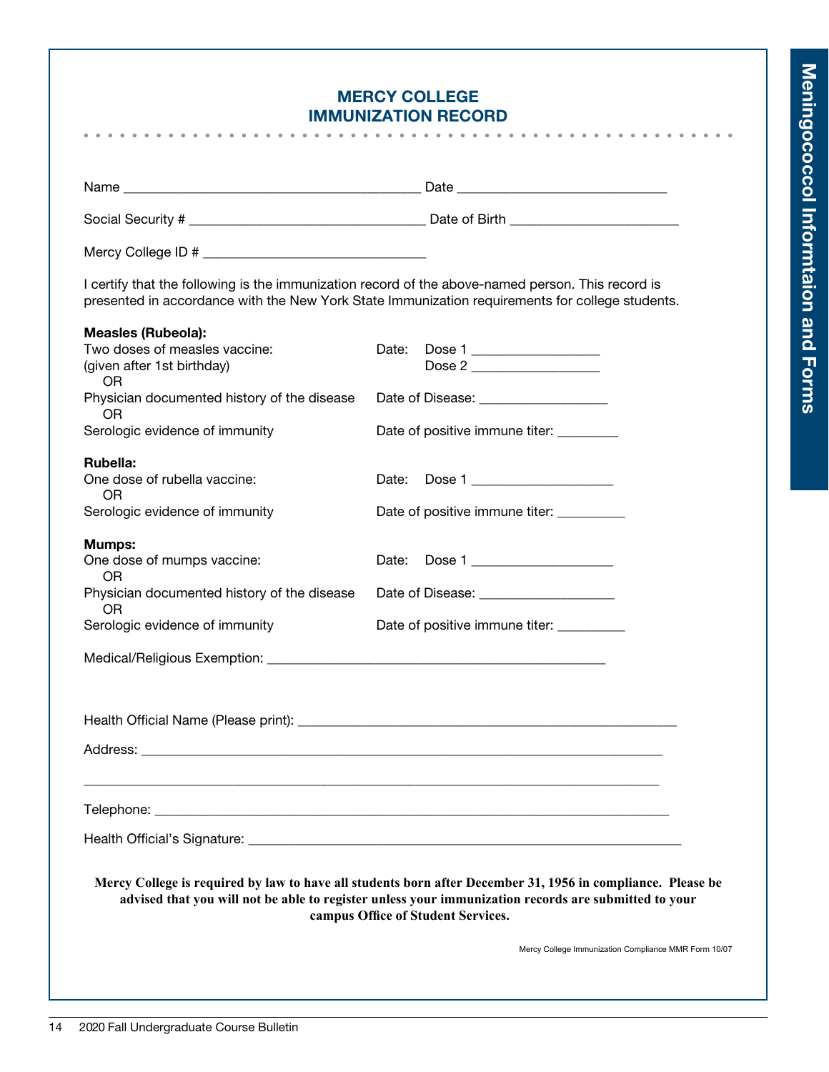# MERCY COLLEGE
# IMMUNIZATION RECORD

Name ________________________________________ Date ____________________________

Social Security # ________________________________ Date of Birth _______________________

Mercy College ID # ______________________________

I certify that the following is the immunization record of the above-named person. This record is presented in accordance with the New York State Immunization requirements for college students.

**Measles (Rubeola):**

Two doses of measles vaccine: (given after 1st birthday) — Date: Dose 1 _________________ Dose 2 _________________

OR

Physician documented history of the disease — Date of Disease: _________________

OR

Serologic evidence of immunity — Date of positive immune titer: ________

**Rubella:**

One dose of rubella vaccine: — Date: Dose 1 ___________________

OR

Serologic evidence of immunity — Date of positive immune titer: _________

**Mumps:**

One dose of mumps vaccine: — Date: Dose 1 ___________________

OR

Physician documented history of the disease — Date of Disease: __________________

OR

Serologic evidence of immunity — Date of positive immune titer: _________

Medical/Religious Exemption: ______________________________________________

Health Official Name (Please print): ___________________________________________________

Address: __________________________________________________________________________

___________________________________________________________________________________

Telephone: ________________________________________________________________________

Health Official's Signature: ______________________________________________________

**Mercy College is required by law to have all students born after December 31, 1956 in compliance. Please be advised that you will not be able to register unless your immunization records are submitted to your campus Office of Student Services.**

Mercy College Immunization Compliance MMR Form 10/07